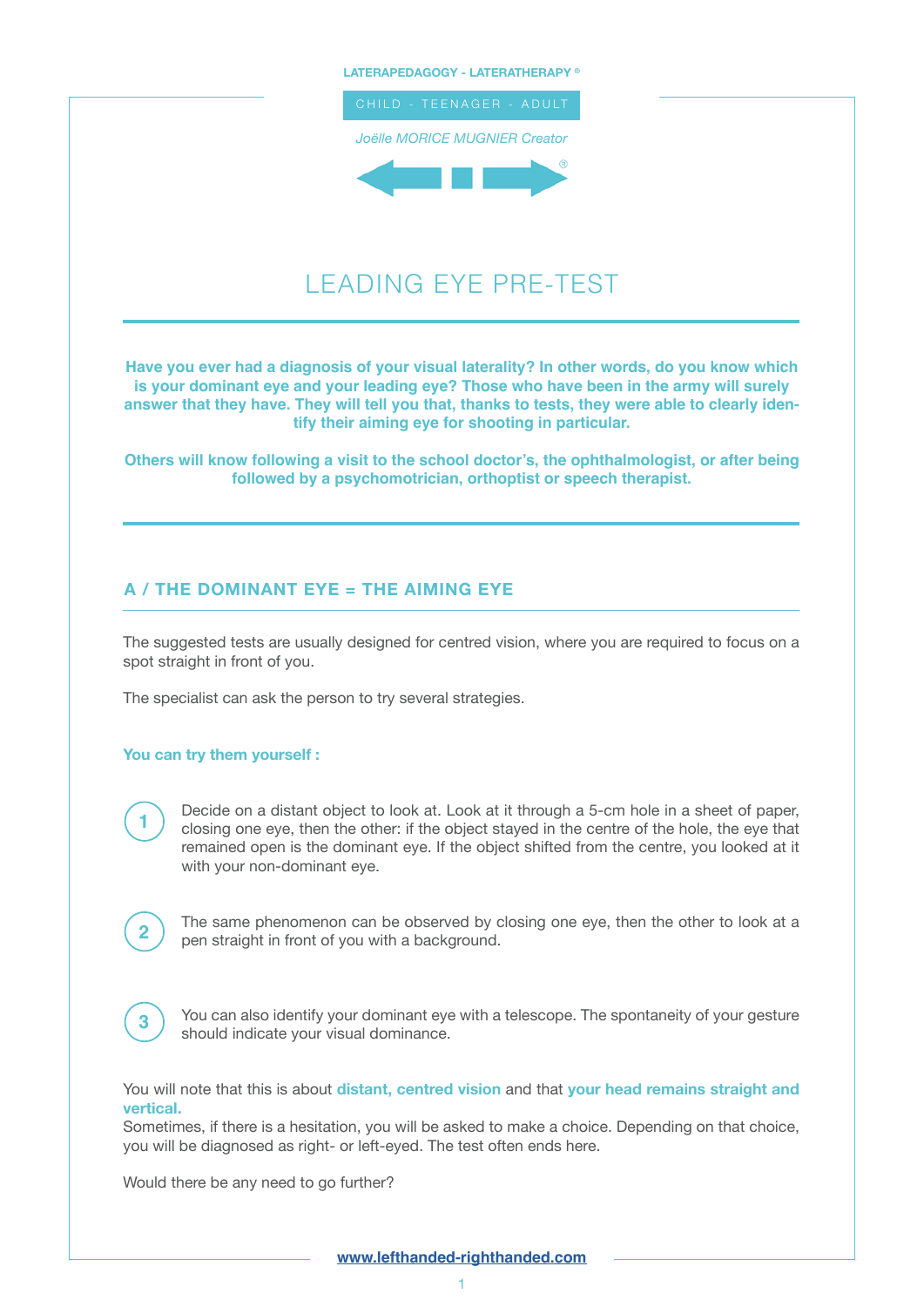LATERAPEDAGOGY - LATERATHERAPY ®

CHILD - TEENAGER - ADULT

*Joëlle MORICE MUGNIER Creator*

# LEADING EYE PRE-TEST

**Have you ever had a diagnosis of your visual laterality? In other words, do you know which is your dominant eye and your leading eye? Those who have been in the army will surely answer that they have. They will tell you that, thanks to tests, they were able to clearly identify their aiming eye for shooting in particular.**

**Others will know following a visit to the school doctor's, the ophthalmologist, or after being followed by a psychomotrician, orthoptist or speech therapist.**

## A / THE DOMINANT EYE = THE AIMING EYE

The suggested tests are usually designed for centred vision, where you are required to focus on a spot straight in front of you.

The specialist can ask the person to try several strategies.

**You can try them yourself :**

1. Decide on a distant object to look at. Look at it through a 5-cm hole in a sheet of paper, closing one eye, then the other: if the object stayed in the centre of the hole, the eye that remained open is the dominant eye. If the object shifted from the centre, you looked at it with your non-dominant eye.

2. The same phenomenon can be observed by closing one eye, then the other to look at a pen straight in front of you with a background.

3. You can also identify your dominant eye with a telescope. The spontaneity of your gesture should indicate your visual dominance.

You will note that this is about **distant, centred vision** and that **your head remains straight and vertical.**
Sometimes, if there is a hesitation, you will be asked to make a choice. Depending on that choice, you will be diagnosed as right- or left-eyed. The test often ends here.

Would there be any need to go further?

www.lefthanded-righthanded.com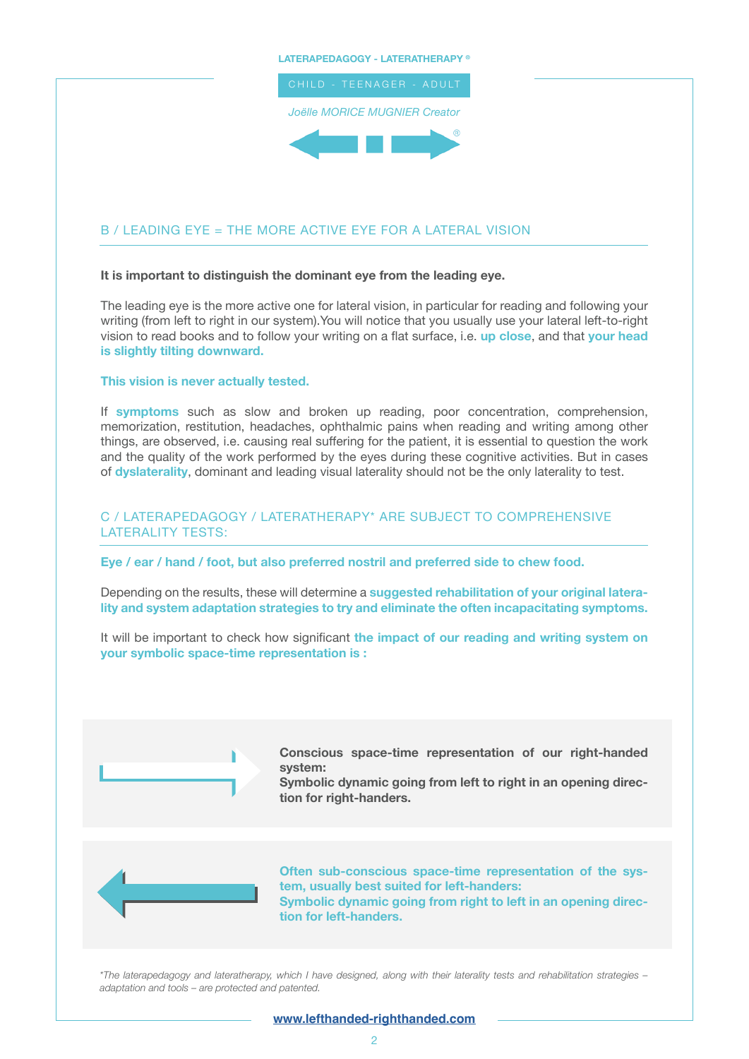LATERAPEDAGOGY - LATERATHERAPY ®

CHILD - TEENAGER - ADULT

*Joëlle MORICE MUGNIER Creator*

## B / LEADING EYE = THE MORE ACTIVE EYE FOR A LATERAL VISION

**It is important to distinguish the dominant eye from the leading eye.**

The leading eye is the more active one for lateral vision, in particular for reading and following your writing (from left to right in our system).You will notice that you usually use your lateral left-to-right vision to read books and to follow your writing on a flat surface, i.e. **up close**, and that **your head is slightly tilting downward.**

**This vision is never actually tested.**

If **symptoms** such as slow and broken up reading, poor concentration, comprehension, memorization, restitution, headaches, ophthalmic pains when reading and writing among other things, are observed, i.e. causing real suffering for the patient, it is essential to question the work and the quality of the work performed by the eyes during these cognitive activities. But in cases of **dyslaterality**, dominant and leading visual laterality should not be the only laterality to test.

## C / LATERAPEDAGOGY / LATERATHERAPY* ARE SUBJECT TO COMPREHENSIVE LATERALITY TESTS:

**Eye / ear / hand / foot, but also preferred nostril and preferred side to chew food.**

Depending on the results, these will determine a **suggested rehabilitation of your original laterality and system adaptation strategies to try and eliminate the often incapacitating symptoms.**

It will be important to check how significant **the impact of our reading and writing system on your symbolic space-time representation is :**

**Conscious space-time representation of our right-handed system:**
**Symbolic dynamic going from left to right in an opening direction for right-handers.**

**Often sub-conscious space-time representation of the system, usually best suited for left-handers:**
**Symbolic dynamic going from right to left in an opening direction for left-handers.**

*\*The laterapedagogy and lateratherapy, which I have designed, along with their laterality tests and rehabilitation strategies – adaptation and tools – are protected and patented.*

www.lefthanded-righthanded.com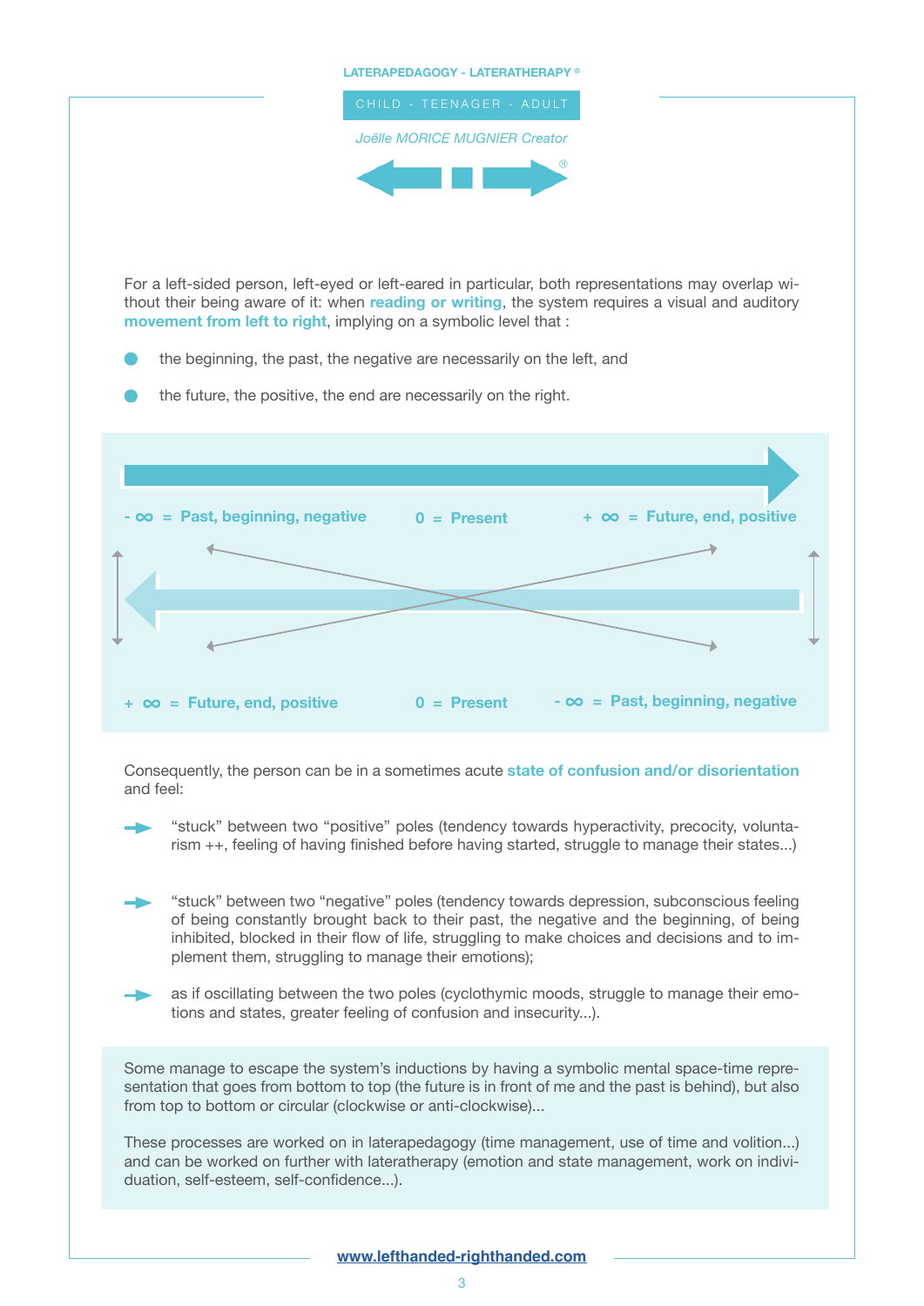LATERAPEDAGOGY - LATERATHERAPY ®

CHILD - TEENAGER - ADULT

*Joëlle MORICE MUGNIER Creator*

For a left-sided person, left-eyed or left-eared in particular, both representations may overlap without their being aware of it: when **reading or writing**, the system requires a visual and auditory **movement from left to right**, implying on a symbolic level that :

- the beginning, the past, the negative are necessarily on the left, and
- the future, the positive, the end are necessarily on the right.

**- ∞ = Past, beginning, negative**

**0 = Present**

**+ ∞ = Future, end, positive**

**+ ∞ = Future, end, positive**

**0 = Present**

**- ∞ = Past, beginning, negative**

Consequently, the person can be in a sometimes acute **state of confusion and/or disorientation** and feel:

- "stuck" between two "positive" poles (tendency towards hyperactivity, precocity, voluntarism ++, feeling of having finished before having started, struggle to manage their states...)
- "stuck" between two "negative" poles (tendency towards depression, subconscious feeling of being constantly brought back to their past, the negative and the beginning, of being inhibited, blocked in their flow of life, struggling to make choices and decisions and to implement them, struggling to manage their emotions);
- as if oscillating between the two poles (cyclothymic moods, struggle to manage their emotions and states, greater feeling of confusion and insecurity...).

Some manage to escape the system's inductions by having a symbolic mental space-time representation that goes from bottom to top (the future is in front of me and the past is behind), but also from top to bottom or circular (clockwise or anti-clockwise)...

These processes are worked on in laterapedagogy (time management, use of time and volition...) and can be worked on further with laterathérapy (emotion and state management, work on individuation, self-esteem, self-confidence...).

www.lefthanded-righthanded.com